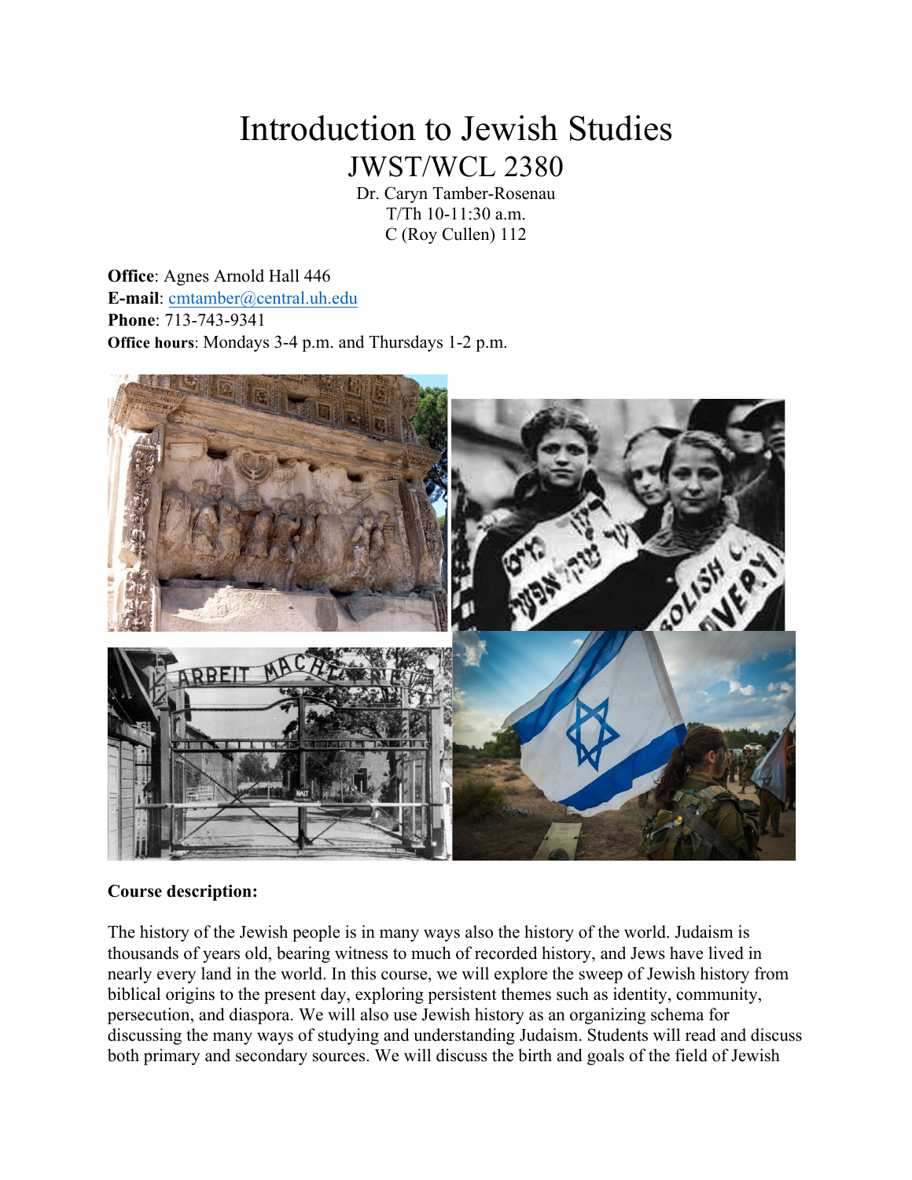# Introduction to Jewish Studies

## JWST/WCL 2380

Dr. Caryn Tamber-Rosenau
T/Th 10-11:30 a.m.
C (Roy Cullen) 112

**Office**: Agnes Arnold Hall 446
**E-mail**: cmtamber@central.uh.edu
**Phone**: 713-743-9341
**Office hours**: Mondays 3-4 p.m. and Thursdays 1-2 p.m.

**Course description:**

The history of the Jewish people is in many ways also the history of the world. Judaism is thousands of years old, bearing witness to much of recorded history, and Jews have lived in nearly every land in the world. In this course, we will explore the sweep of Jewish history from biblical origins to the present day, exploring persistent themes such as identity, community, persecution, and diaspora. We will also use Jewish history as an organizing schema for discussing the many ways of studying and understanding Judaism. Students will read and discuss both primary and secondary sources. We will discuss the birth and goals of the field of Jewish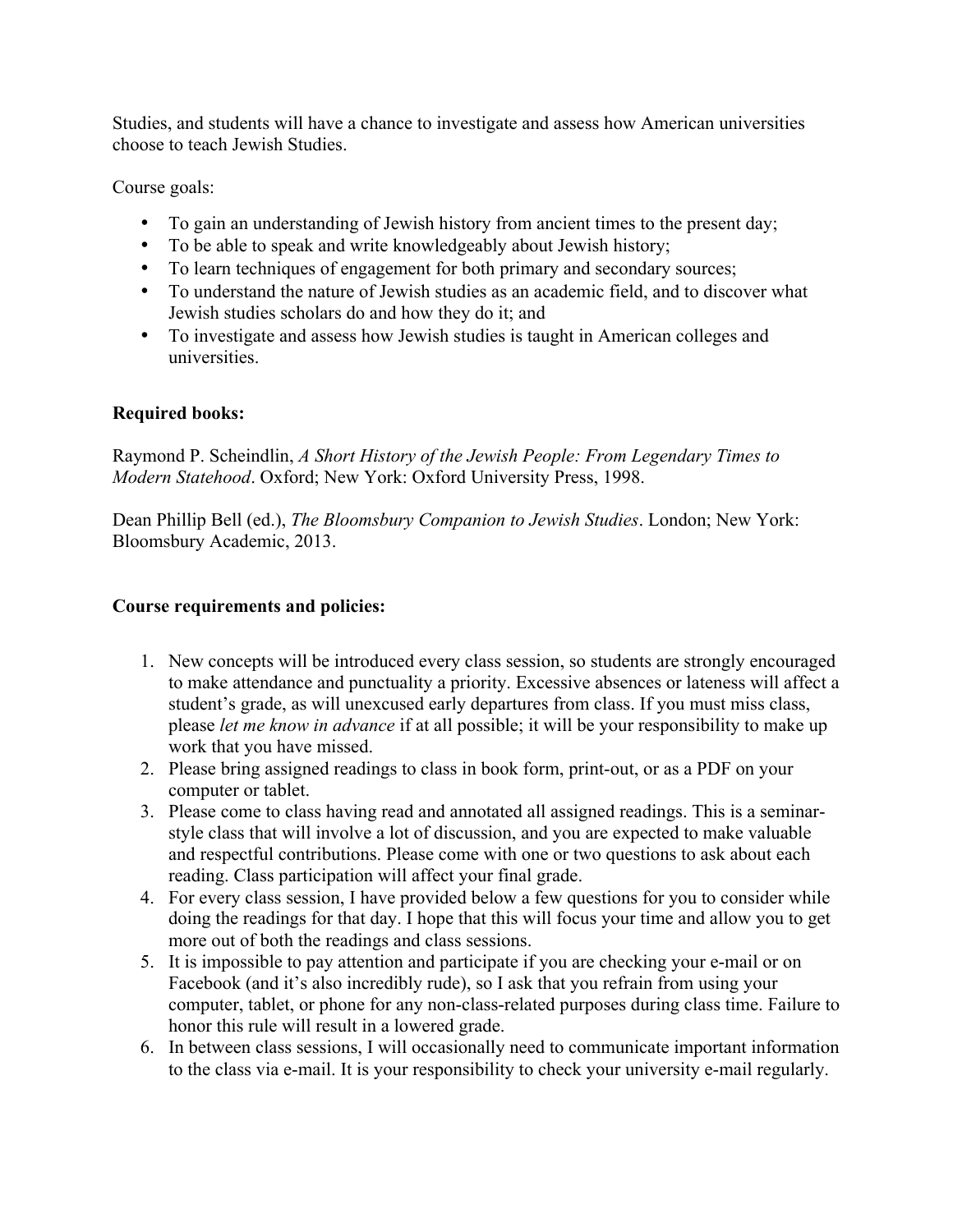Studies, and students will have a chance to investigate and assess how American universities choose to teach Jewish Studies.

Course goals:

- To gain an understanding of Jewish history from ancient times to the present day;
- To be able to speak and write knowledgeably about Jewish history;
- To learn techniques of engagement for both primary and secondary sources;
- To understand the nature of Jewish studies as an academic field, and to discover what Jewish studies scholars do and how they do it; and
- To investigate and assess how Jewish studies is taught in American colleges and universities.

**Required books:**

Raymond P. Scheindlin, *A Short History of the Jewish People: From Legendary Times to Modern Statehood*. Oxford; New York: Oxford University Press, 1998.

Dean Phillip Bell (ed.), *The Bloomsbury Companion to Jewish Studies*. London; New York: Bloomsbury Academic, 2013.

**Course requirements and policies:**

1. New concepts will be introduced every class session, so students are strongly encouraged to make attendance and punctuality a priority. Excessive absences or lateness will affect a student's grade, as will unexcused early departures from class. If you must miss class, please *let me know in advance* if at all possible; it will be your responsibility to make up work that you have missed.
2. Please bring assigned readings to class in book form, print-out, or as a PDF on your computer or tablet.
3. Please come to class having read and annotated all assigned readings. This is a seminar-style class that will involve a lot of discussion, and you are expected to make valuable and respectful contributions. Please come with one or two questions to ask about each reading. Class participation will affect your final grade.
4. For every class session, I have provided below a few questions for you to consider while doing the readings for that day. I hope that this will focus your time and allow you to get more out of both the readings and class sessions.
5. It is impossible to pay attention and participate if you are checking your e-mail or on Facebook (and it's also incredibly rude), so I ask that you refrain from using your computer, tablet, or phone for any non-class-related purposes during class time. Failure to honor this rule will result in a lowered grade.
6. In between class sessions, I will occasionally need to communicate important information to the class via e-mail. It is your responsibility to check your university e-mail regularly.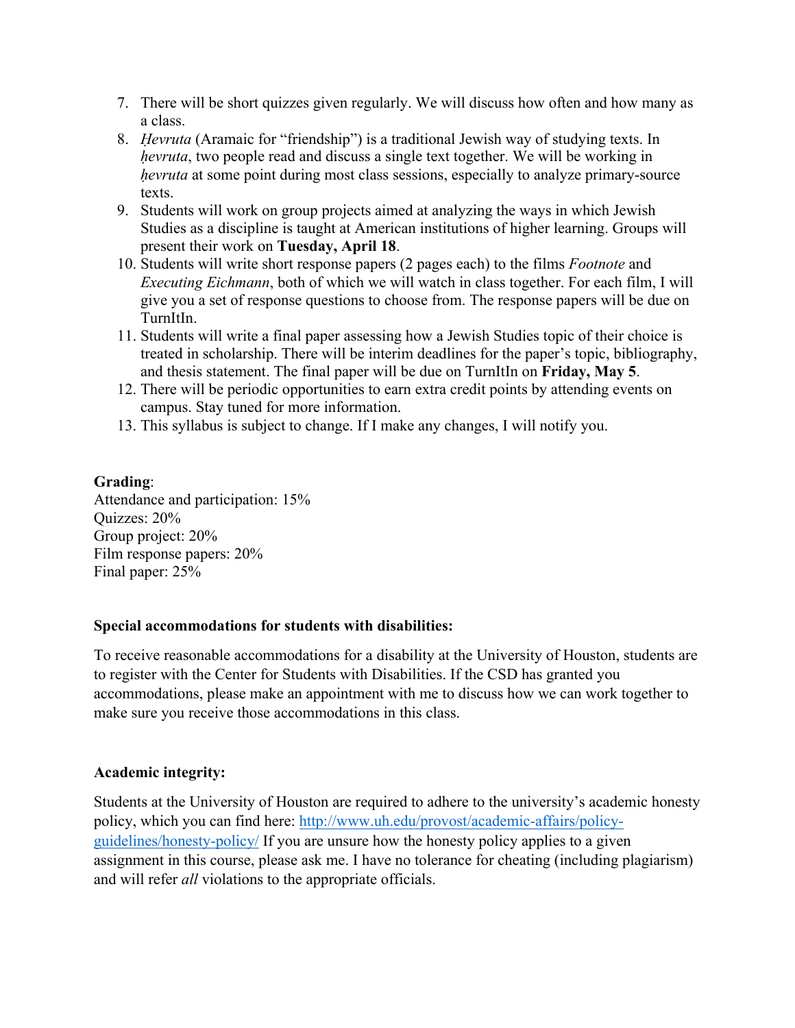7. There will be short quizzes given regularly. We will discuss how often and how many as a class.
8. *Ḥevruta* (Aramaic for "friendship") is a traditional Jewish way of studying texts. In *ḥevruta*, two people read and discuss a single text together. We will be working in *ḥevruta* at some point during most class sessions, especially to analyze primary-source texts.
9. Students will work on group projects aimed at analyzing the ways in which Jewish Studies as a discipline is taught at American institutions of higher learning. Groups will present their work on **Tuesday, April 18**.
10. Students will write short response papers (2 pages each) to the films *Footnote* and *Executing Eichmann*, both of which we will watch in class together. For each film, I will give you a set of response questions to choose from. The response papers will be due on TurnItIn.
11. Students will write a final paper assessing how a Jewish Studies topic of their choice is treated in scholarship. There will be interim deadlines for the paper's topic, bibliography, and thesis statement. The final paper will be due on TurnItIn on **Friday, May 5**.
12. There will be periodic opportunities to earn extra credit points by attending events on campus. Stay tuned for more information.
13. This syllabus is subject to change. If I make any changes, I will notify you.

**Grading**:
Attendance and participation: 15%
Quizzes: 20%
Group project: 20%
Film response papers: 20%
Final paper: 25%

**Special accommodations for students with disabilities:**

To receive reasonable accommodations for a disability at the University of Houston, students are to register with the Center for Students with Disabilities. If the CSD has granted you accommodations, please make an appointment with me to discuss how we can work together to make sure you receive those accommodations in this class.

**Academic integrity:**

Students at the University of Houston are required to adhere to the university's academic honesty policy, which you can find here: http://www.uh.edu/provost/academic-affairs/policy-guidelines/honesty-policy/ If you are unsure how the honesty policy applies to a given assignment in this course, please ask me. I have no tolerance for cheating (including plagiarism) and will refer *all* violations to the appropriate officials.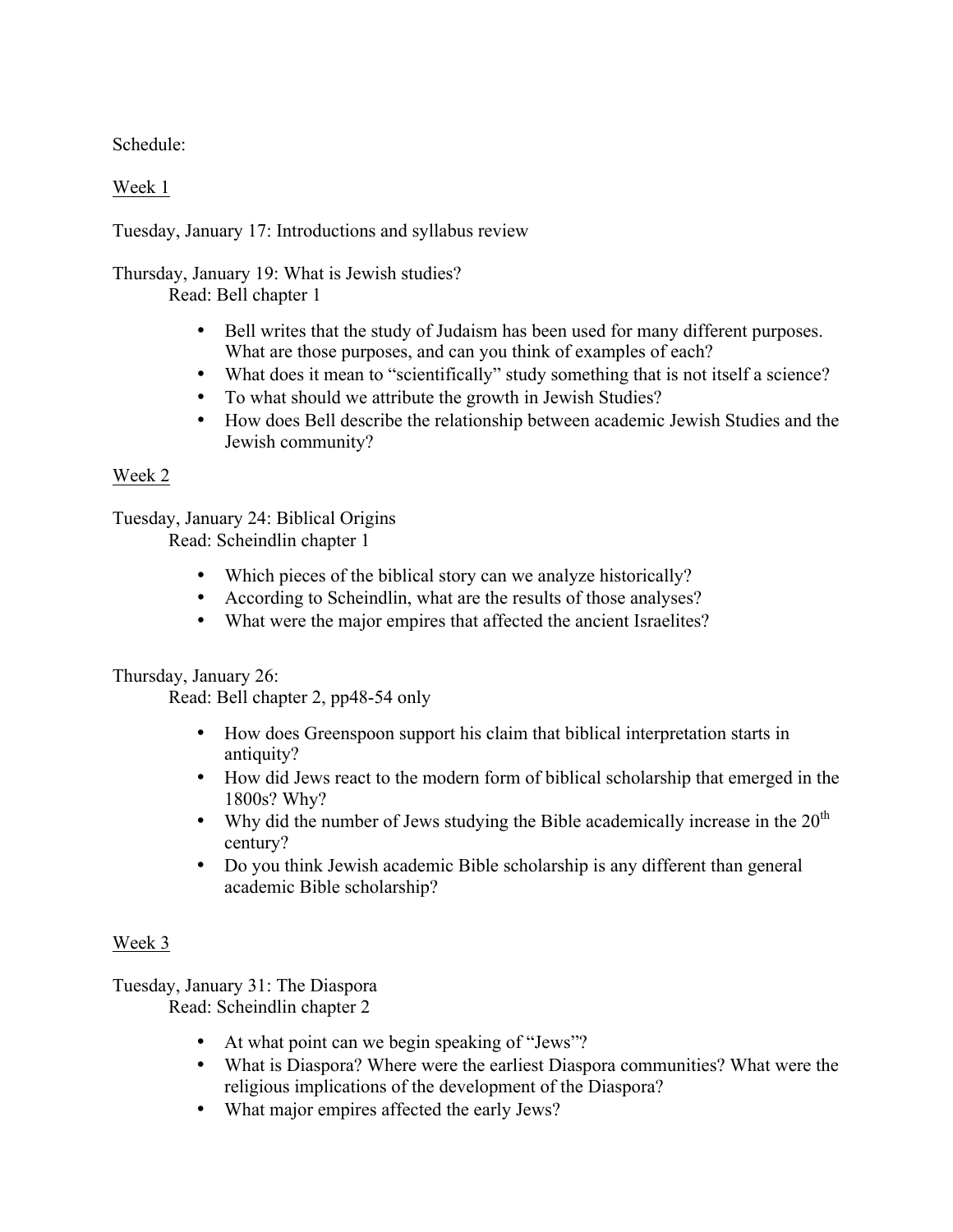Schedule:

<u>Week 1</u>

Tuesday, January 17: Introductions and syllabus review

Thursday, January 19: What is Jewish studies?
Read: Bell chapter 1

- Bell writes that the study of Judaism has been used for many different purposes. What are those purposes, and can you think of examples of each?
- What does it mean to "scientifically" study something that is not itself a science?
- To what should we attribute the growth in Jewish Studies?
- How does Bell describe the relationship between academic Jewish Studies and the Jewish community?

<u>Week 2</u>

Tuesday, January 24: Biblical Origins
Read: Scheindlin chapter 1

- Which pieces of the biblical story can we analyze historically?
- According to Scheindlin, what are the results of those analyses?
- What were the major empires that affected the ancient Israelites?

Thursday, January 26:
Read: Bell chapter 2, pp48-54 only

- How does Greenspoon support his claim that biblical interpretation starts in antiquity?
- How did Jews react to the modern form of biblical scholarship that emerged in the 1800s? Why?
- Why did the number of Jews studying the Bible academically increase in the 20th century?
- Do you think Jewish academic Bible scholarship is any different than general academic Bible scholarship?

<u>Week 3</u>

Tuesday, January 31: The Diaspora
Read: Scheindlin chapter 2

- At what point can we begin speaking of "Jews"?
- What is Diaspora? Where were the earliest Diaspora communities? What were the religious implications of the development of the Diaspora?
- What major empires affected the early Jews?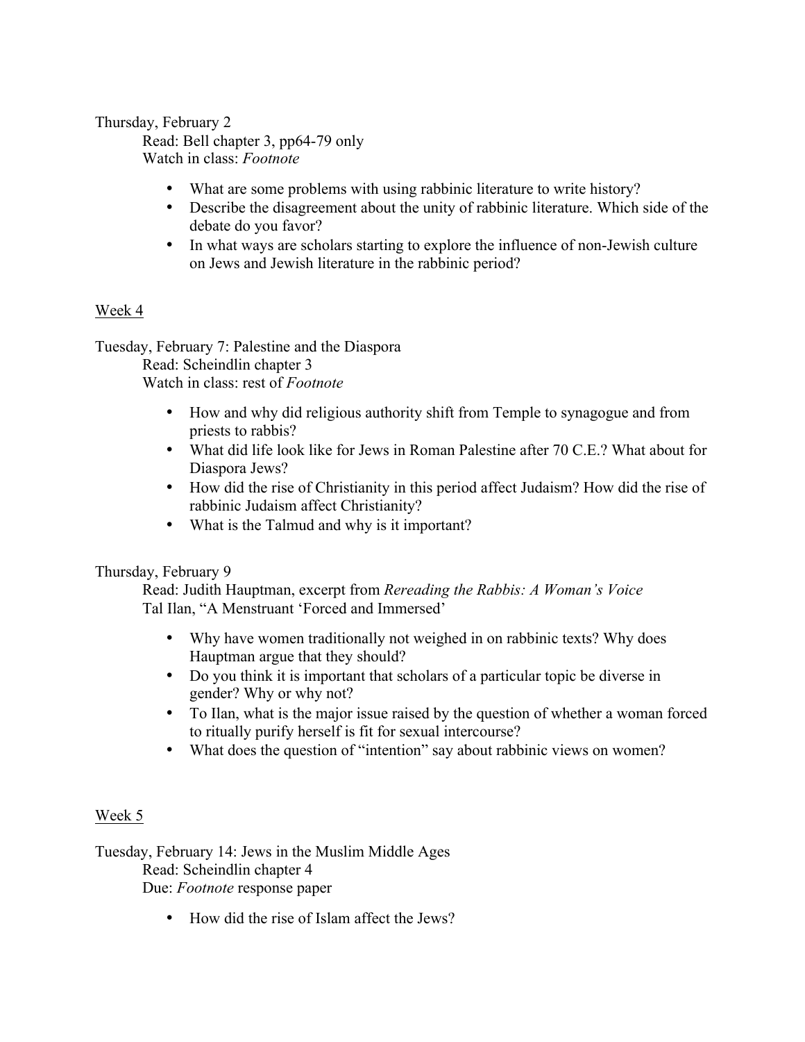Thursday, February 2

Read: Bell chapter 3, pp64-79 only
Watch in class: *Footnote*

- What are some problems with using rabbinic literature to write history?
- Describe the disagreement about the unity of rabbinic literature. Which side of the debate do you favor?
- In what ways are scholars starting to explore the influence of non-Jewish culture on Jews and Jewish literature in the rabbinic period?

<u>Week 4</u>

Tuesday, February 7: Palestine and the Diaspora

Read: Scheindlin chapter 3
Watch in class: rest of *Footnote*

- How and why did religious authority shift from Temple to synagogue and from priests to rabbis?
- What did life look like for Jews in Roman Palestine after 70 C.E.? What about for Diaspora Jews?
- How did the rise of Christianity in this period affect Judaism? How did the rise of rabbinic Judaism affect Christianity?
- What is the Talmud and why is it important?

Thursday, February 9

Read: Judith Hauptman, excerpt from *Rereading the Rabbis: A Woman's Voice*
Tal Ilan, "A Menstruant 'Forced and Immersed'

- Why have women traditionally not weighed in on rabbinic texts? Why does Hauptman argue that they should?
- Do you think it is important that scholars of a particular topic be diverse in gender? Why or why not?
- To Ilan, what is the major issue raised by the question of whether a woman forced to ritually purify herself is fit for sexual intercourse?
- What does the question of "intention" say about rabbinic views on women?

<u>Week 5</u>

Tuesday, February 14: Jews in the Muslim Middle Ages

Read: Scheindlin chapter 4
Due: *Footnote* response paper

- How did the rise of Islam affect the Jews?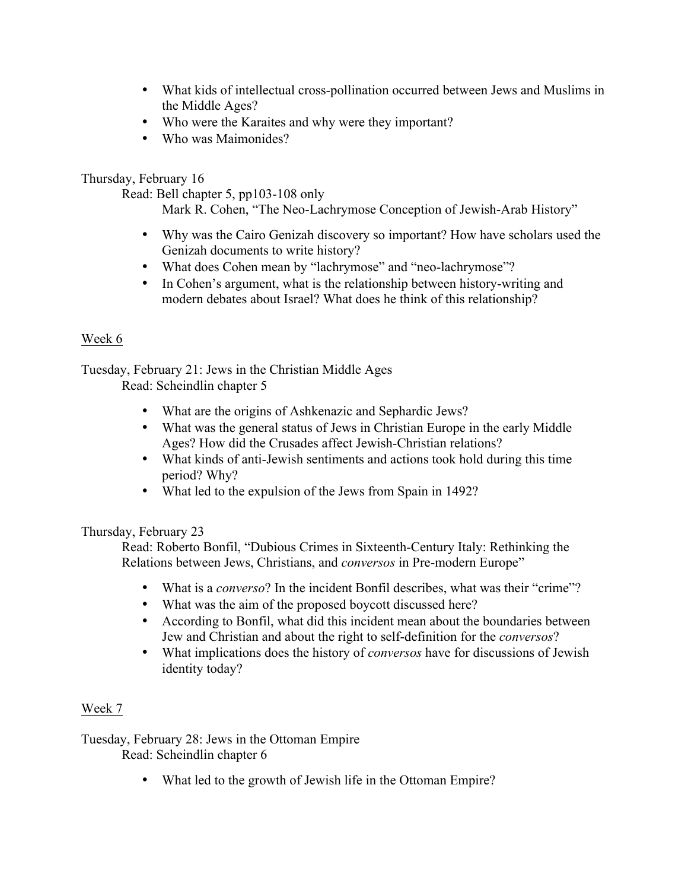- What kids of intellectual cross-pollination occurred between Jews and Muslims in the Middle Ages?
- Who were the Karaites and why were they important?
- Who was Maimonides?

Thursday, February 16

Read: Bell chapter 5, pp103-108 only

Mark R. Cohen, "The Neo-Lachrymose Conception of Jewish-Arab History"

- Why was the Cairo Genizah discovery so important? How have scholars used the Genizah documents to write history?
- What does Cohen mean by "lachrymose" and "neo-lachrymose"?
- In Cohen's argument, what is the relationship between history-writing and modern debates about Israel? What does he think of this relationship?

Week 6

Tuesday, February 21: Jews in the Christian Middle Ages

Read: Scheindlin chapter 5

- What are the origins of Ashkenazic and Sephardic Jews?
- What was the general status of Jews in Christian Europe in the early Middle Ages? How did the Crusades affect Jewish-Christian relations?
- What kinds of anti-Jewish sentiments and actions took hold during this time period? Why?
- What led to the expulsion of the Jews from Spain in 1492?

Thursday, February 23

Read: Roberto Bonfil, "Dubious Crimes in Sixteenth-Century Italy: Rethinking the Relations between Jews, Christians, and *conversos* in Pre-modern Europe"

- What is a *converso*? In the incident Bonfil describes, what was their "crime"?
- What was the aim of the proposed boycott discussed here?
- According to Bonfil, what did this incident mean about the boundaries between Jew and Christian and about the right to self-definition for the *conversos*?
- What implications does the history of *conversos* have for discussions of Jewish identity today?

Week 7

Tuesday, February 28: Jews in the Ottoman Empire

Read: Scheindlin chapter 6

- What led to the growth of Jewish life in the Ottoman Empire?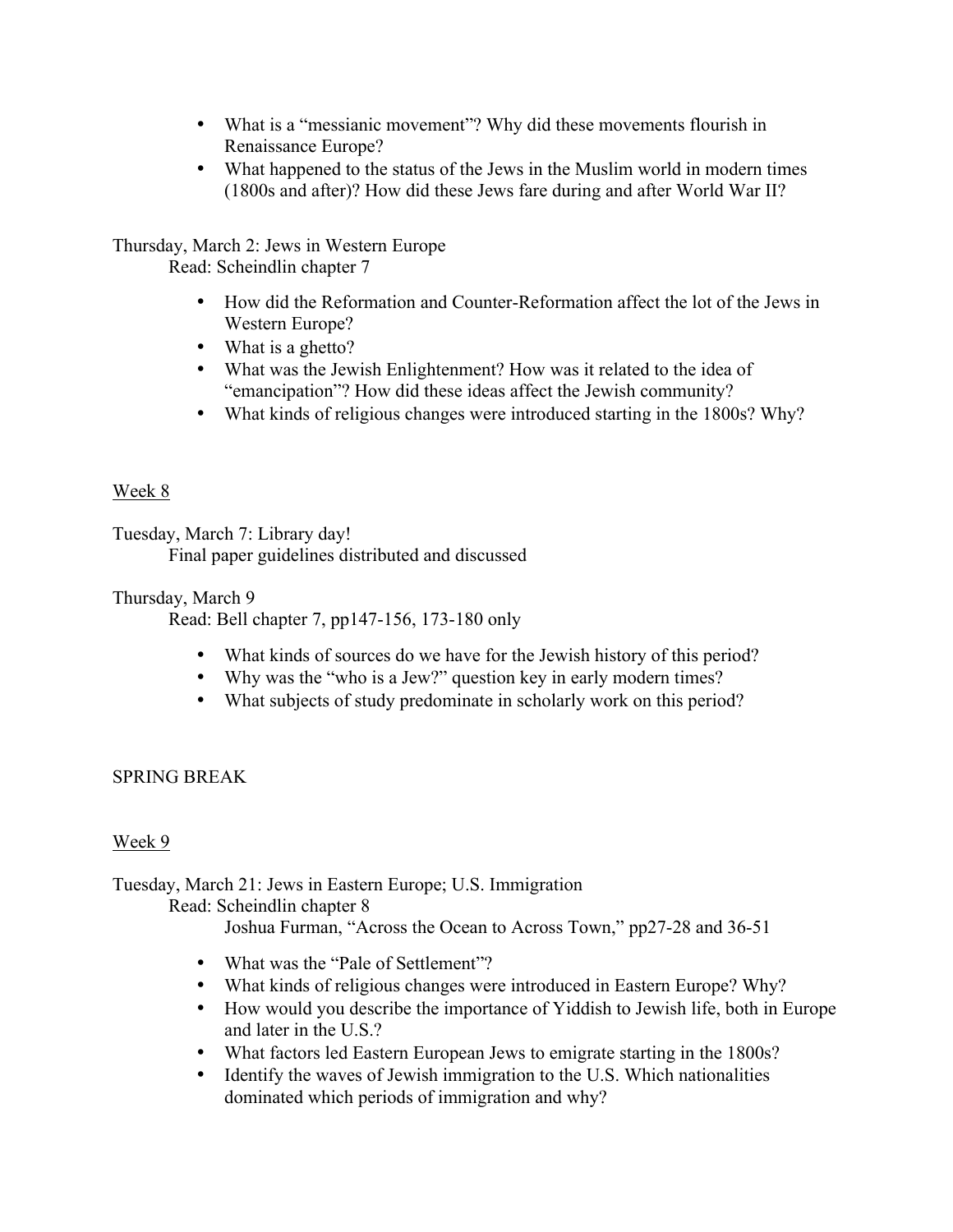- What is a "messianic movement"? Why did these movements flourish in Renaissance Europe?
- What happened to the status of the Jews in the Muslim world in modern times (1800s and after)? How did these Jews fare during and after World War II?

Thursday, March 2: Jews in Western Europe
Read: Scheindlin chapter 7

- How did the Reformation and Counter-Reformation affect the lot of the Jews in Western Europe?
- What is a ghetto?
- What was the Jewish Enlightenment? How was it related to the idea of "emancipation"? How did these ideas affect the Jewish community?
- What kinds of religious changes were introduced starting in the 1800s? Why?

<u>Week 8</u>

Tuesday, March 7: Library day!
Final paper guidelines distributed and discussed

Thursday, March 9
Read: Bell chapter 7, pp147-156, 173-180 only

- What kinds of sources do we have for the Jewish history of this period?
- Why was the "who is a Jew?" question key in early modern times?
- What subjects of study predominate in scholarly work on this period?

SPRING BREAK

<u>Week 9</u>

Tuesday, March 21: Jews in Eastern Europe; U.S. Immigration
Read: Scheindlin chapter 8
Joshua Furman, "Across the Ocean to Across Town," pp27-28 and 36-51

- What was the "Pale of Settlement"?
- What kinds of religious changes were introduced in Eastern Europe? Why?
- How would you describe the importance of Yiddish to Jewish life, both in Europe and later in the U.S.?
- What factors led Eastern European Jews to emigrate starting in the 1800s?
- Identify the waves of Jewish immigration to the U.S. Which nationalities dominated which periods of immigration and why?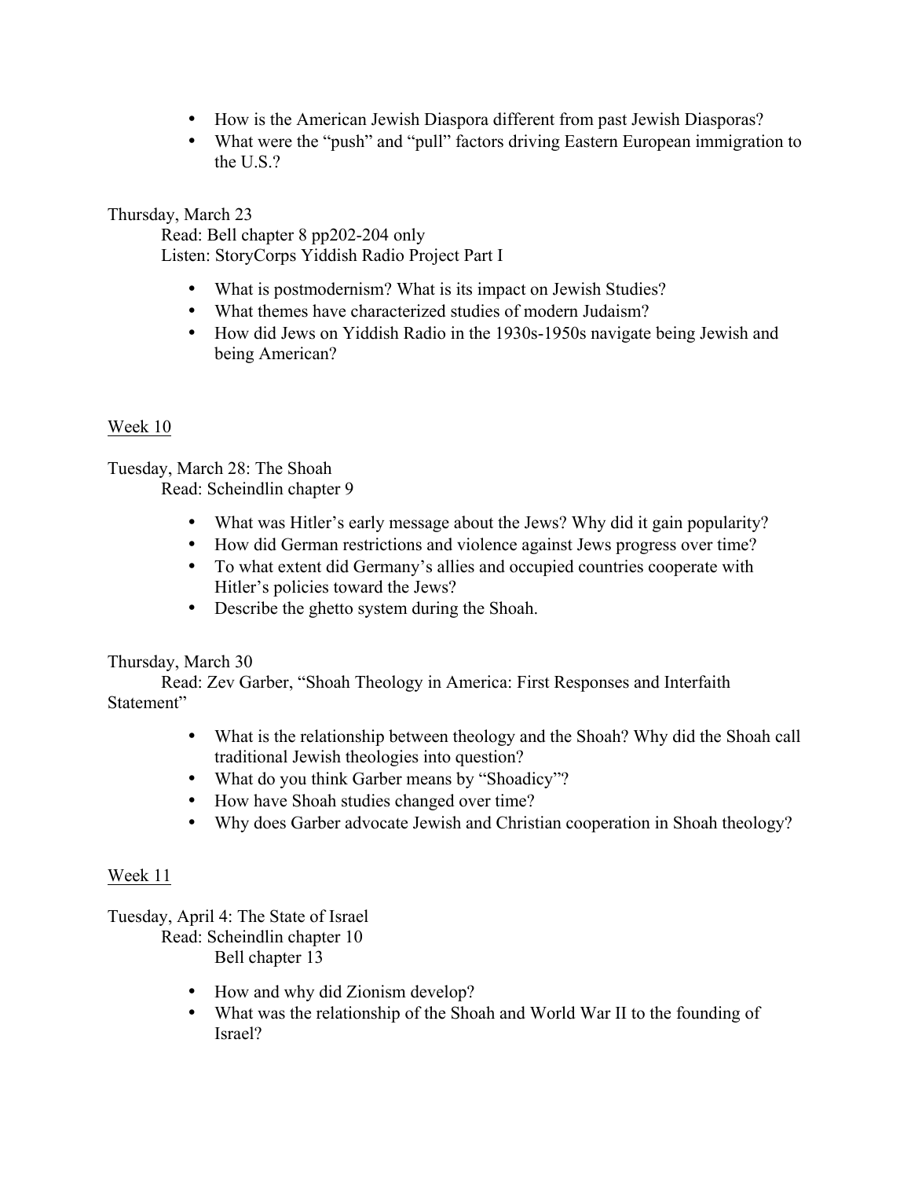- How is the American Jewish Diaspora different from past Jewish Diasporas?
- What were the "push" and "pull" factors driving Eastern European immigration to the U.S.?

Thursday, March 23

Read: Bell chapter 8 pp202-204 only

Listen: StoryCorps Yiddish Radio Project Part I

- What is postmodernism? What is its impact on Jewish Studies?
- What themes have characterized studies of modern Judaism?
- How did Jews on Yiddish Radio in the 1930s-1950s navigate being Jewish and being American?

<u>Week 10</u>

Tuesday, March 28: The Shoah

Read: Scheindlin chapter 9

- What was Hitler's early message about the Jews? Why did it gain popularity?
- How did German restrictions and violence against Jews progress over time?
- To what extent did Germany's allies and occupied countries cooperate with Hitler's policies toward the Jews?
- Describe the ghetto system during the Shoah.

Thursday, March 30

Read: Zev Garber, "Shoah Theology in America: First Responses and Interfaith Statement"

- What is the relationship between theology and the Shoah? Why did the Shoah call traditional Jewish theologies into question?
- What do you think Garber means by "Shoadicy"?
- How have Shoah studies changed over time?
- Why does Garber advocate Jewish and Christian cooperation in Shoah theology?

<u>Week 11</u>

Tuesday, April 4: The State of Israel

Read: Scheindlin chapter 10

Bell chapter 13

- How and why did Zionism develop?
- What was the relationship of the Shoah and World War II to the founding of Israel?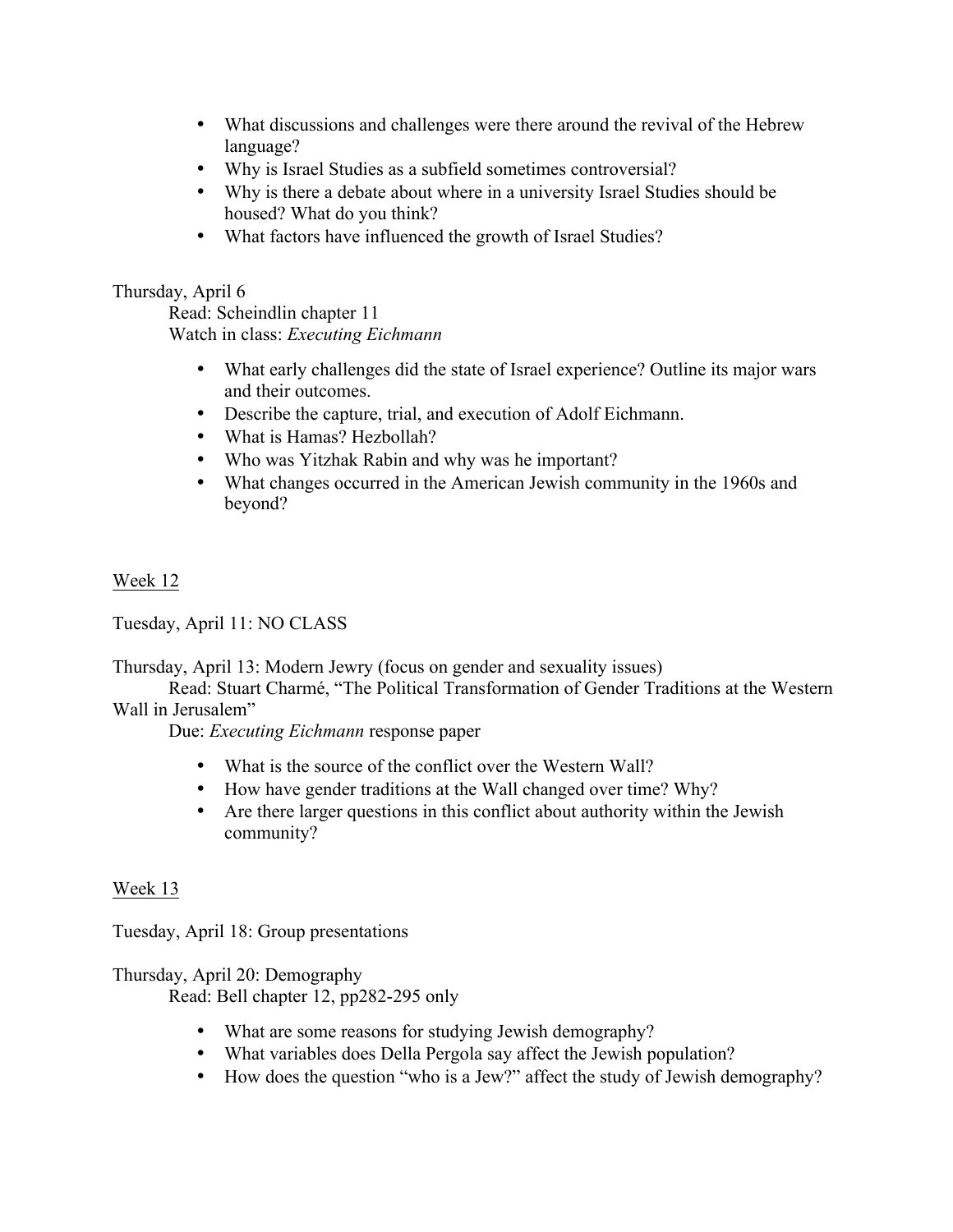- What discussions and challenges were there around the revival of the Hebrew language?
- Why is Israel Studies as a subfield sometimes controversial?
- Why is there a debate about where in a university Israel Studies should be housed? What do you think?
- What factors have influenced the growth of Israel Studies?

Thursday, April 6

Read: Scheindlin chapter 11

Watch in class: *Executing Eichmann*

- What early challenges did the state of Israel experience? Outline its major wars and their outcomes.
- Describe the capture, trial, and execution of Adolf Eichmann.
- What is Hamas? Hezbollah?
- Who was Yitzhak Rabin and why was he important?
- What changes occurred in the American Jewish community in the 1960s and beyond?

<u>Week 12</u>

Tuesday, April 11: NO CLASS

Thursday, April 13: Modern Jewry (focus on gender and sexuality issues)

Read: Stuart Charmé, "The Political Transformation of Gender Traditions at the Western Wall in Jerusalem"

Due: *Executing Eichmann* response paper

- What is the source of the conflict over the Western Wall?
- How have gender traditions at the Wall changed over time? Why?
- Are there larger questions in this conflict about authority within the Jewish community?

<u>Week 13</u>

Tuesday, April 18: Group presentations

Thursday, April 20: Demography

Read: Bell chapter 12, pp282-295 only

- What are some reasons for studying Jewish demography?
- What variables does Della Pergola say affect the Jewish population?
- How does the question "who is a Jew?" affect the study of Jewish demography?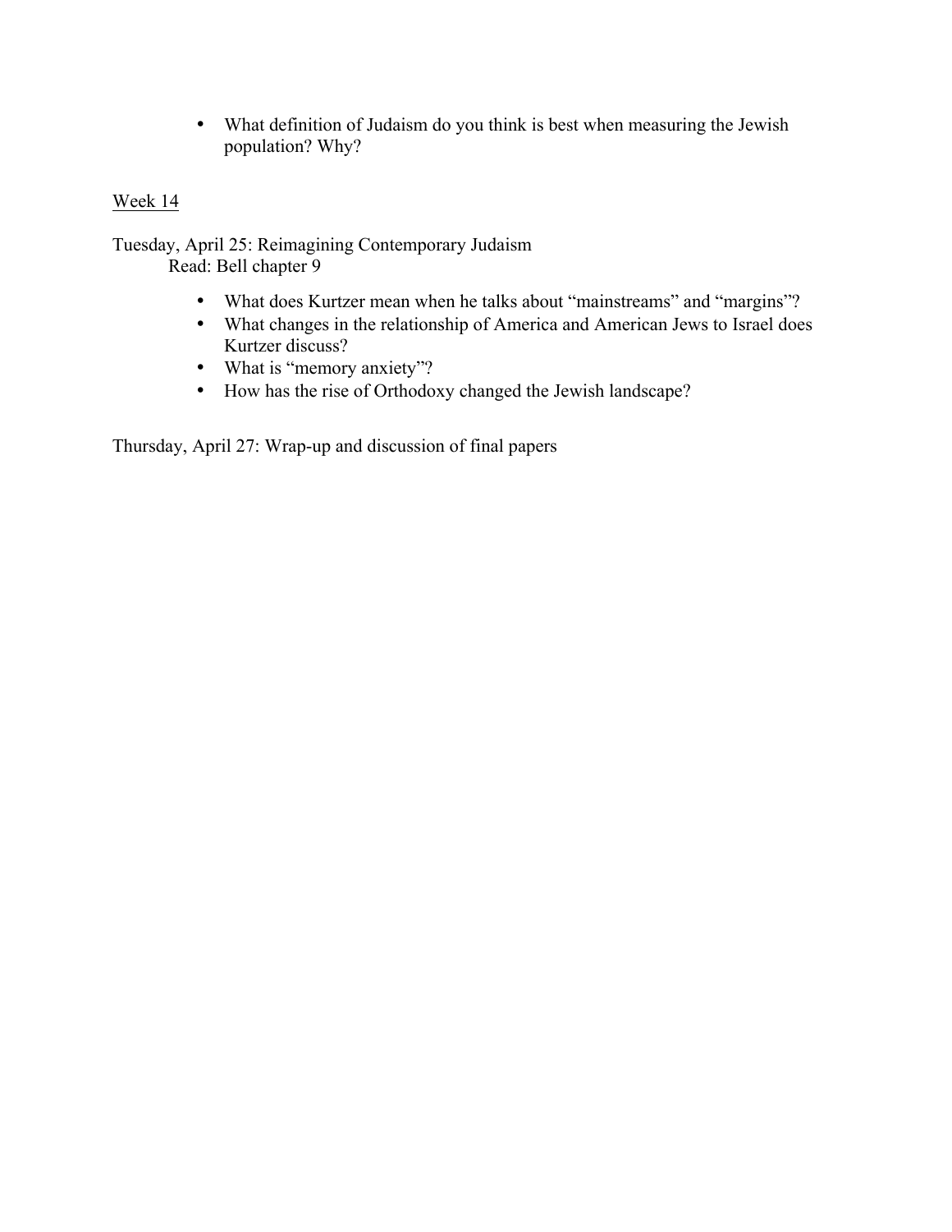- What definition of Judaism do you think is best when measuring the Jewish population? Why?

<u>Week 14</u>

Tuesday, April 25: Reimagining Contemporary Judaism
Read: Bell chapter 9

- What does Kurtzer mean when he talks about "mainstreams" and "margins"?
- What changes in the relationship of America and American Jews to Israel does Kurtzer discuss?
- What is "memory anxiety"?
- How has the rise of Orthodoxy changed the Jewish landscape?

Thursday, April 27: Wrap-up and discussion of final papers